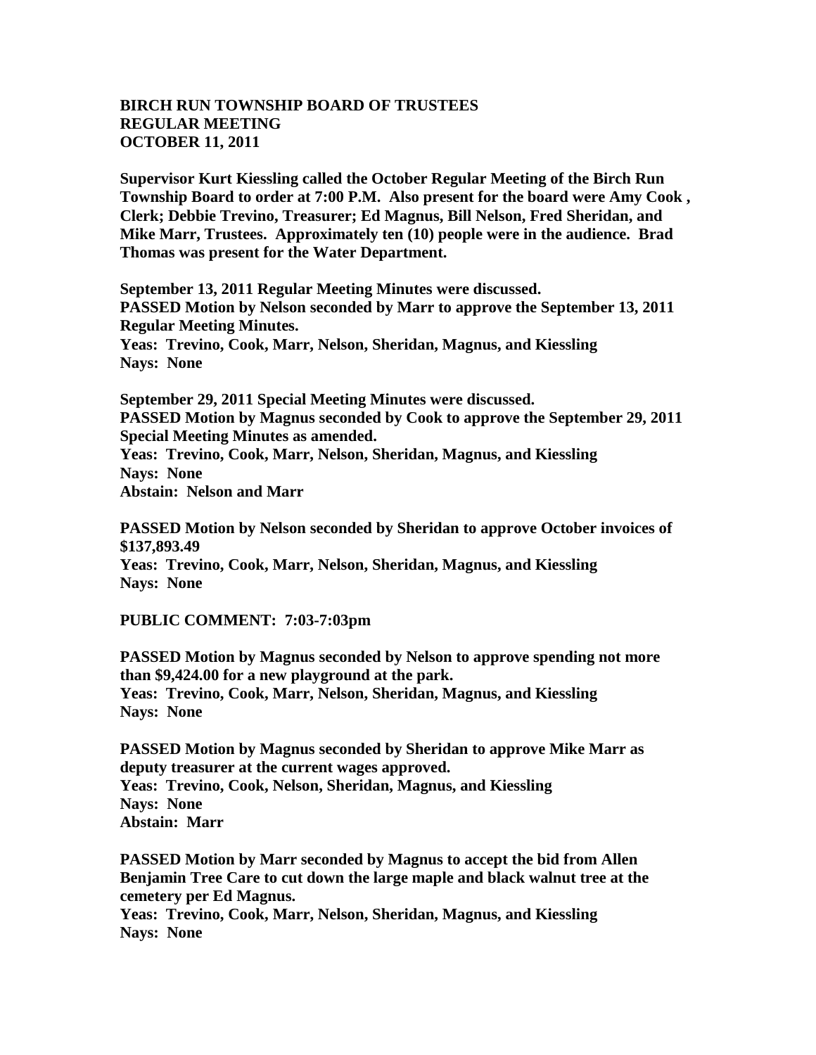**BIRCH RUN TOWNSHIP BOARD OF TRUSTEES**
**REGULAR MEETING**
**OCTOBER 11, 2011**

**Supervisor Kurt Kiessling called the October Regular Meeting of the Birch Run Township Board to order at 7:00 P.M. Also present for the board were Amy Cook , Clerk; Debbie Trevino, Treasurer; Ed Magnus, Bill Nelson, Fred Sheridan, and Mike Marr, Trustees. Approximately ten (10) people were in the audience. Brad Thomas was present for the Water Department.**

**September 13, 2011 Regular Meeting Minutes were discussed.**
**PASSED Motion by Nelson seconded by Marr to approve the September 13, 2011 Regular Meeting Minutes.**
**Yeas: Trevino, Cook, Marr, Nelson, Sheridan, Magnus, and Kiessling**
**Nays: None**

**September 29, 2011 Special Meeting Minutes were discussed.**
**PASSED Motion by Magnus seconded by Cook to approve the September 29, 2011 Special Meeting Minutes as amended.**
**Yeas: Trevino, Cook, Marr, Nelson, Sheridan, Magnus, and Kiessling**
**Nays: None**
**Abstain: Nelson and Marr**

**PASSED Motion by Nelson seconded by Sheridan to approve October invoices of $137,893.49**
**Yeas: Trevino, Cook, Marr, Nelson, Sheridan, Magnus, and Kiessling**
**Nays: None**

**PUBLIC COMMENT: 7:03-7:03pm**

**PASSED Motion by Magnus seconded by Nelson to approve spending not more than $9,424.00 for a new playground at the park.**
**Yeas: Trevino, Cook, Marr, Nelson, Sheridan, Magnus, and Kiessling**
**Nays: None**

**PASSED Motion by Magnus seconded by Sheridan to approve Mike Marr as deputy treasurer at the current wages approved.**
**Yeas: Trevino, Cook, Nelson, Sheridan, Magnus, and Kiessling**
**Nays: None**
**Abstain: Marr**

**PASSED Motion by Marr seconded by Magnus to accept the bid from Allen Benjamin Tree Care to cut down the large maple and black walnut tree at the cemetery per Ed Magnus.**
**Yeas: Trevino, Cook, Marr, Nelson, Sheridan, Magnus, and Kiessling**
**Nays: None**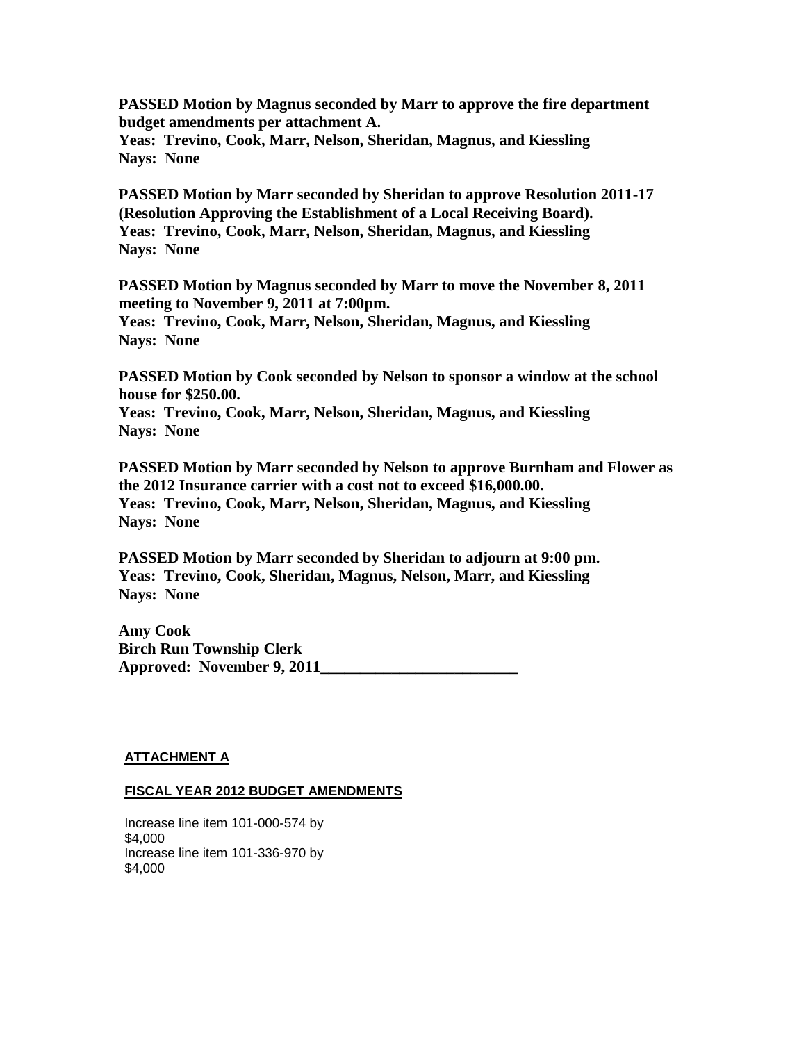**PASSED Motion by Magnus seconded by Marr to approve the fire department budget amendments per attachment A.**
**Yeas: Trevino, Cook, Marr, Nelson, Sheridan, Magnus, and Kiessling**
**Nays: None**

**PASSED Motion by Marr seconded by Sheridan to approve Resolution 2011-17 (Resolution Approving the Establishment of a Local Receiving Board).**
**Yeas: Trevino, Cook, Marr, Nelson, Sheridan, Magnus, and Kiessling**
**Nays: None**

**PASSED Motion by Magnus seconded by Marr to move the November 8, 2011 meeting to November 9, 2011 at 7:00pm.**
**Yeas: Trevino, Cook, Marr, Nelson, Sheridan, Magnus, and Kiessling**
**Nays: None**

**PASSED Motion by Cook seconded by Nelson to sponsor a window at the school house for $250.00.**
**Yeas: Trevino, Cook, Marr, Nelson, Sheridan, Magnus, and Kiessling**
**Nays: None**

**PASSED Motion by Marr seconded by Nelson to approve Burnham and Flower as the 2012 Insurance carrier with a cost not to exceed $16,000.00.**
**Yeas: Trevino, Cook, Marr, Nelson, Sheridan, Magnus, and Kiessling**
**Nays: None**

**PASSED Motion by Marr seconded by Sheridan to adjourn at 9:00 pm.**
**Yeas: Trevino, Cook, Sheridan, Magnus, Nelson, Marr, and Kiessling**
**Nays: None**

**Amy Cook**
**Birch Run Township Clerk**
**Approved: November 9, 2011_________________________**

**ATTACHMENT A**

**FISCAL YEAR 2012 BUDGET AMENDMENTS**

Increase line item 101-000-574 by $4,000
Increase line item 101-336-970 by $4,000